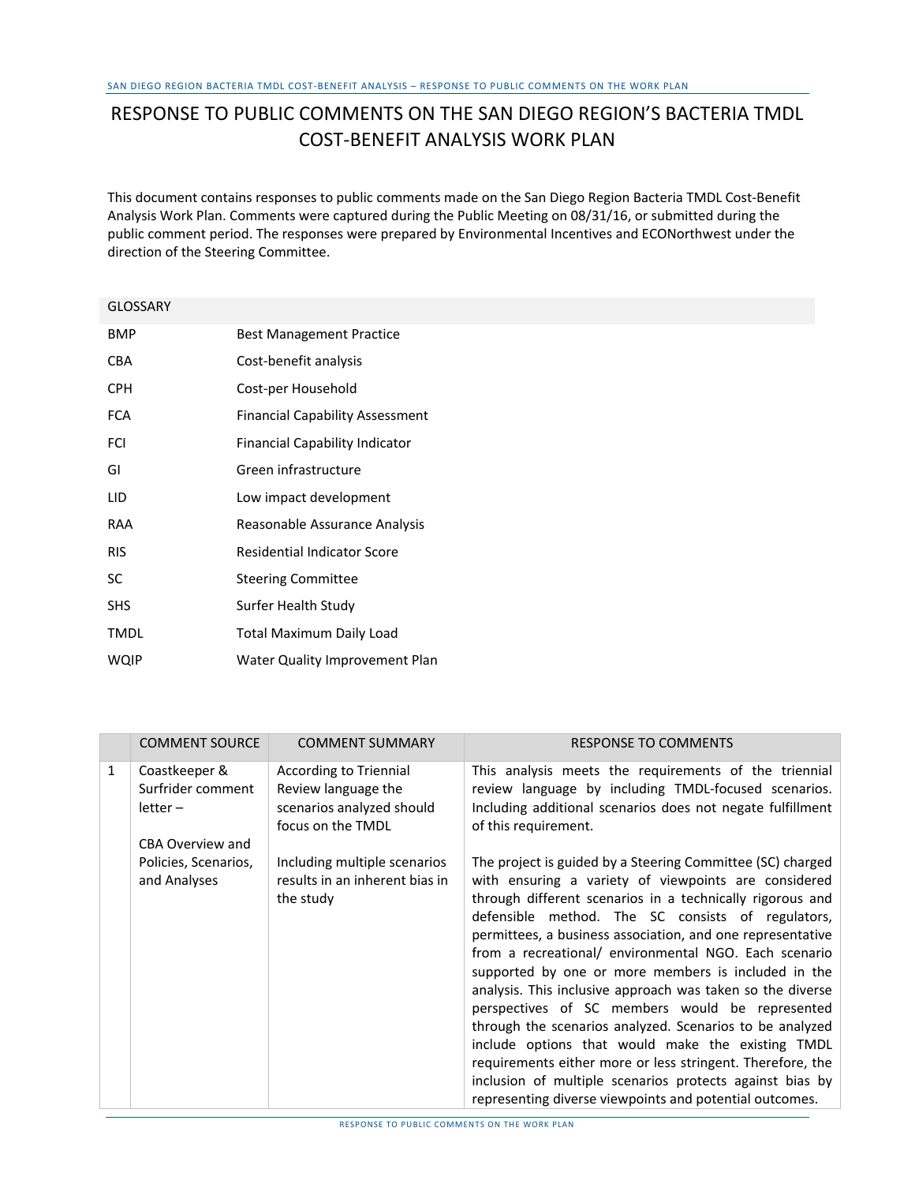# RESPONSE TO PUBLIC COMMENTS ON THE SAN DIEGO REGION'S BACTERIA TMDL COST-BENEFIT ANALYSIS WORK PLAN

This document contains responses to public comments made on the San Diego Region Bacteria TMDL Cost-Benefit Analysis Work Plan. Comments were captured during the Public Meeting on 08/31/16, or submitted during the public comment period. The responses were prepared by Environmental Incentives and ECONorthwest under the direction of the Steering Committee.

| GLOSSARY | |
|---|---|
| BMP | Best Management Practice |
| CBA | Cost-benefit analysis |
| CPH | Cost-per Household |
| FCA | Financial Capability Assessment |
| FCI | Financial Capability Indicator |
| GI | Green infrastructure |
| LID | Low impact development |
| RAA | Reasonable Assurance Analysis |
| RIS | Residential Indicator Score |
| SC | Steering Committee |
| SHS | Surfer Health Study |
| TMDL | Total Maximum Daily Load |
| WQIP | Water Quality Improvement Plan |

| | COMMENT SOURCE | COMMENT SUMMARY | RESPONSE TO COMMENTS |
|---|---|---|---|
| 1 | Coastkeeper & Surfrider comment letter – <br><br> CBA Overview and Policies, Scenarios, and Analyses | According to Triennial Review language the scenarios analyzed should focus on the TMDL <br><br> Including multiple scenarios results in an inherent bias in the study | This analysis meets the requirements of the triennial review language by including TMDL-focused scenarios. Including additional scenarios does not negate fulfillment of this requirement. <br><br> The project is guided by a Steering Committee (SC) charged with ensuring a variety of viewpoints are considered through different scenarios in a technically rigorous and defensible method. The SC consists of regulators, permittees, a business association, and one representative from a recreational/ environmental NGO. Each scenario supported by one or more members is included in the analysis. This inclusive approach was taken so the diverse perspectives of SC members would be represented through the scenarios analyzed. Scenarios to be analyzed include options that would make the existing TMDL requirements either more or less stringent. Therefore, the inclusion of multiple scenarios protects against bias by representing diverse viewpoints and potential outcomes. |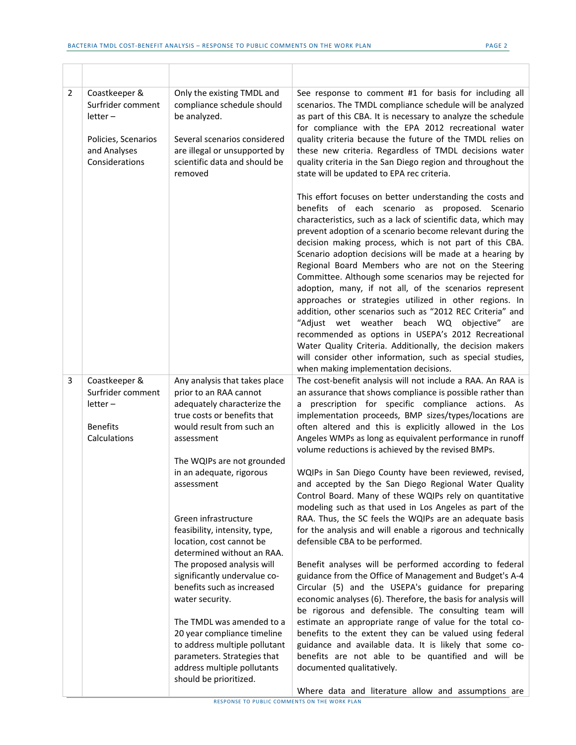| | | | |
|---|---|---|---|
| 2 | Coastkeeper & Surfrider comment letter –<br><br>Policies, Scenarios and Analyses Considerations | Only the existing TMDL and compliance schedule should be analyzed.<br><br>Several scenarios considered are illegal or unsupported by scientific data and should be removed | See response to comment #1 for basis for including all scenarios. The TMDL compliance schedule will be analyzed as part of this CBA. It is necessary to analyze the schedule for compliance with the EPA 2012 recreational water quality criteria because the future of the TMDL relies on these new criteria. Regardless of TMDL decisions water quality criteria in the San Diego region and throughout the state will be updated to EPA rec criteria.<br><br>This effort focuses on better understanding the costs and benefits of each scenario as proposed. Scenario characteristics, such as a lack of scientific data, which may prevent adoption of a scenario become relevant during the decision making process, which is not part of this CBA. Scenario adoption decisions will be made at a hearing by Regional Board Members who are not on the Steering Committee. Although some scenarios may be rejected for adoption, many, if not all, of the scenarios represent approaches or strategies utilized in other regions. In addition, other scenarios such as "2012 REC Criteria" and "Adjust wet weather beach WQ objective" are recommended as options in USEPA's 2012 Recreational Water Quality Criteria. Additionally, the decision makers will consider other information, such as special studies, when making implementation decisions. |
| 3 | Coastkeeper & Surfrider comment letter –<br><br>Benefits Calculations | Any analysis that takes place prior to an RAA cannot adequately characterize the true costs or benefits that would result from such an assessment<br><br>The WQIPs are not grounded in an adequate, rigorous assessment<br><br>Green infrastructure feasibility, intensity, type, location, cost cannot be determined without an RAA. The proposed analysis will significantly undervalue co-benefits such as increased water security.<br><br>The TMDL was amended to a 20 year compliance timeline to address multiple pollutant parameters. Strategies that address multiple pollutants should be prioritized. | The cost-benefit analysis will not include a RAA. An RAA is an assurance that shows compliance is possible rather than a prescription for specific compliance actions. As implementation proceeds, BMP sizes/types/locations are often altered and this is explicitly allowed in the Los Angeles WMPs as long as equivalent performance in runoff volume reductions is achieved by the revised BMPs.<br><br>WQIPs in San Diego County have been reviewed, revised, and accepted by the San Diego Regional Water Quality Control Board. Many of these WQIPs rely on quantitative modeling such as that used in Los Angeles as part of the RAA. Thus, the SC feels the WQIPs are an adequate basis for the analysis and will enable a rigorous and technically defensible CBA to be performed.<br><br>Benefit analyses will be performed according to federal guidance from the Office of Management and Budget's A-4 Circular (5) and the USEPA's guidance for preparing economic analyses (6). Therefore, the basis for analysis will be rigorous and defensible. The consulting team will estimate an appropriate range of value for the total co-benefits to the extent they can be valued using federal guidance and available data. It is likely that some co-benefits are not able to be quantified and will be documented qualitatively.<br><br>Where data and literature allow and assumptions are |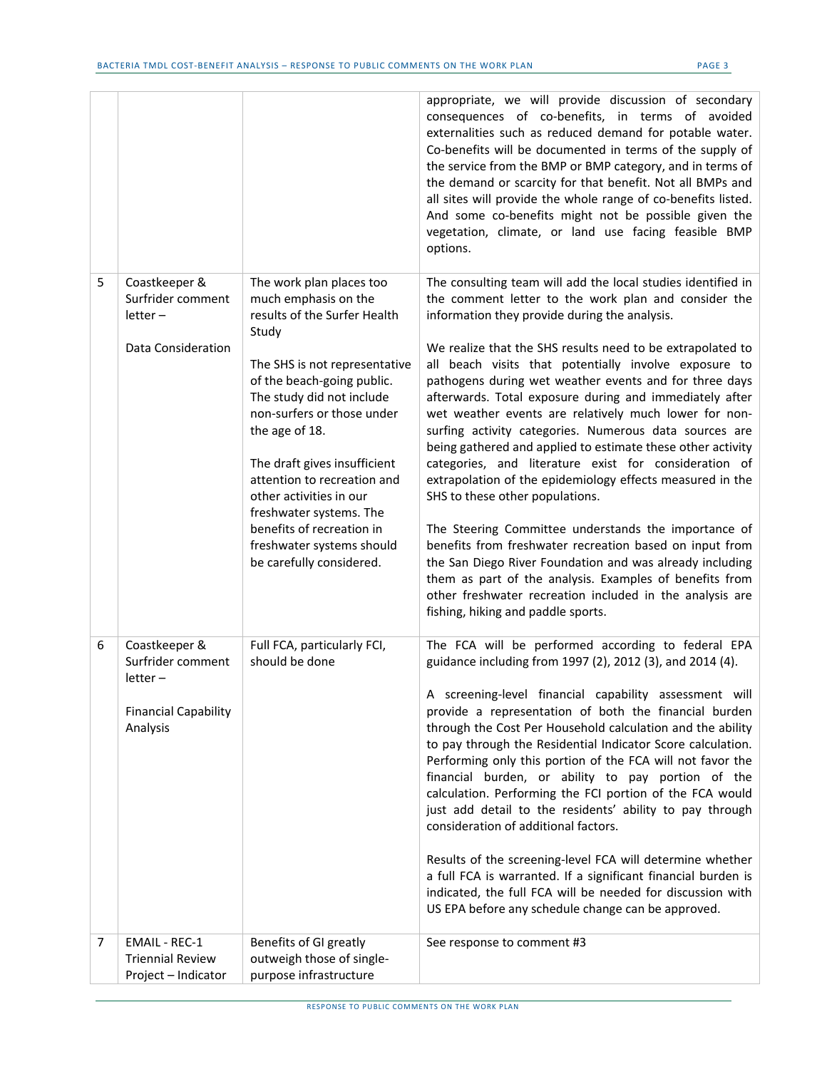| | | | |
|---|---|---|---|
| | | | appropriate, we will provide discussion of secondary consequences of co-benefits, in terms of avoided externalities such as reduced demand for potable water. Co-benefits will be documented in terms of the supply of the service from the BMP or BMP category, and in terms of the demand or scarcity for that benefit. Not all BMPs and all sites will provide the whole range of co-benefits listed. And some co-benefits might not be possible given the vegetation, climate, or land use facing feasible BMP options. |
| 5 | Coastkeeper & Surfrider comment letter – <br><br> Data Consideration | The work plan places too much emphasis on the results of the Surfer Health Study <br><br> The SHS is not representative of the beach-going public. The study did not include non-surfers or those under the age of 18. <br><br> The draft gives insufficient attention to recreation and other activities in our freshwater systems. The benefits of recreation in freshwater systems should be carefully considered. | The consulting team will add the local studies identified in the comment letter to the work plan and consider the information they provide during the analysis. <br><br> We realize that the SHS results need to be extrapolated to all beach visits that potentially involve exposure to pathogens during wet weather events and for three days afterwards. Total exposure during and immediately after wet weather events are relatively much lower for non-surfing activity categories. Numerous data sources are being gathered and applied to estimate these other activity categories, and literature exist for consideration of extrapolation of the epidemiology effects measured in the SHS to these other populations. <br><br> The Steering Committee understands the importance of benefits from freshwater recreation based on input from the San Diego River Foundation and was already including them as part of the analysis. Examples of benefits from other freshwater recreation included in the analysis are fishing, hiking and paddle sports. |
| 6 | Coastkeeper & Surfrider comment letter – <br><br> Financial Capability Analysis | Full FCA, particularly FCI, should be done | The FCA will be performed according to federal EPA guidance including from 1997 (2), 2012 (3), and 2014 (4). <br><br> A screening-level financial capability assessment will provide a representation of both the financial burden through the Cost Per Household calculation and the ability to pay through the Residential Indicator Score calculation. Performing only this portion of the FCA will not favor the financial burden, or ability to pay portion of the calculation. Performing the FCI portion of the FCA would just add detail to the residents' ability to pay through consideration of additional factors. <br><br> Results of the screening-level FCA will determine whether a full FCA is warranted. If a significant financial burden is indicated, the full FCA will be needed for discussion with US EPA before any schedule change can be approved. |
| 7 | EMAIL - REC-1 Triennial Review Project – Indicator | Benefits of GI greatly outweigh those of single-purpose infrastructure | See response to comment #3 |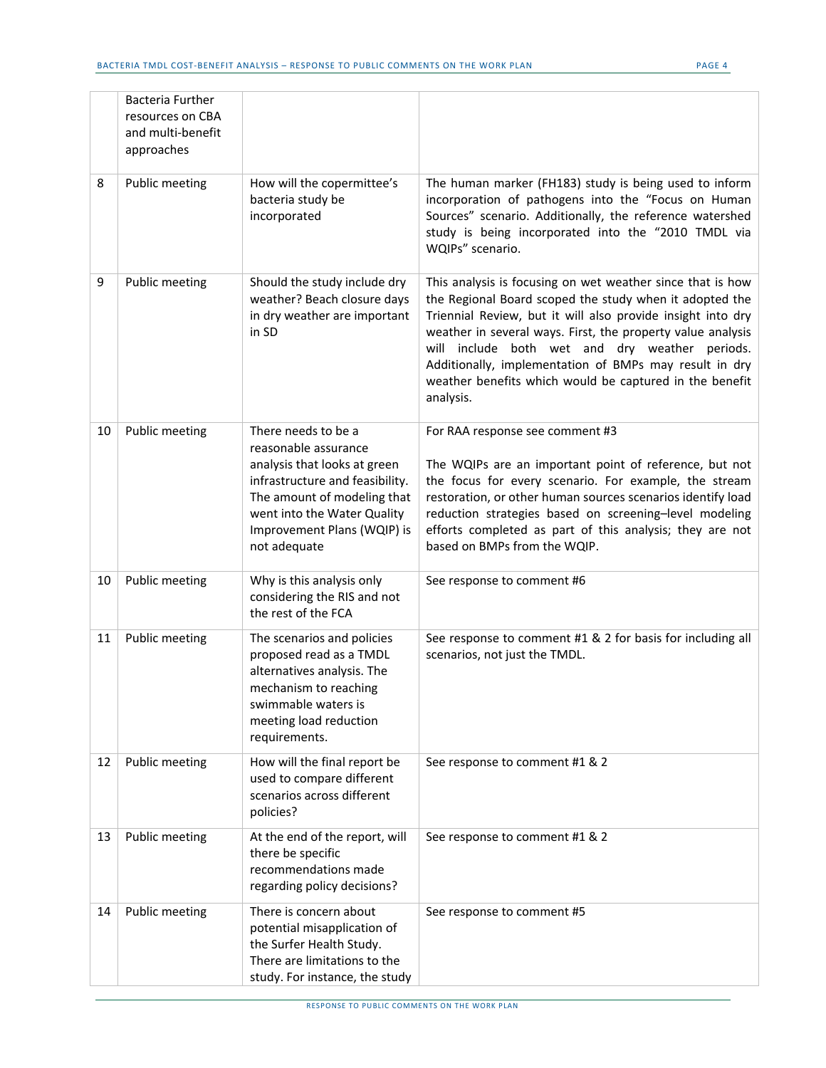| | | | |
|---|---|---|---|
| | Bacteria Further resources on CBA and multi-benefit approaches | | |
| 8 | Public meeting | How will the copermittee's bacteria study be incorporated | The human marker (FH183) study is being used to inform incorporation of pathogens into the "Focus on Human Sources" scenario. Additionally, the reference watershed study is being incorporated into the "2010 TMDL via WQIPs" scenario. |
| 9 | Public meeting | Should the study include dry weather? Beach closure days in dry weather are important in SD | This analysis is focusing on wet weather since that is how the Regional Board scoped the study when it adopted the Triennial Review, but it will also provide insight into dry weather in several ways. First, the property value analysis will include both wet and dry weather periods. Additionally, implementation of BMPs may result in dry weather benefits which would be captured in the benefit analysis. |
| 10 | Public meeting | There needs to be a reasonable assurance analysis that looks at green infrastructure and feasibility. The amount of modeling that went into the Water Quality Improvement Plans (WQIP) is not adequate | For RAA response see comment #3<br><br>The WQIPs are an important point of reference, but not the focus for every scenario. For example, the stream restoration, or other human sources scenarios identify load reduction strategies based on screening–level modeling efforts completed as part of this analysis; they are not based on BMPs from the WQIP. |
| 10 | Public meeting | Why is this analysis only considering the RIS and not the rest of the FCA | See response to comment #6 |
| 11 | Public meeting | The scenarios and policies proposed read as a TMDL alternatives analysis. The mechanism to reaching swimmable waters is meeting load reduction requirements. | See response to comment #1 & 2 for basis for including all scenarios, not just the TMDL. |
| 12 | Public meeting | How will the final report be used to compare different scenarios across different policies? | See response to comment #1 & 2 |
| 13 | Public meeting | At the end of the report, will there be specific recommendations made regarding policy decisions? | See response to comment #1 & 2 |
| 14 | Public meeting | There is concern about potential misapplication of the Surfer Health Study. There are limitations to the study. For instance, the study | See response to comment #5 |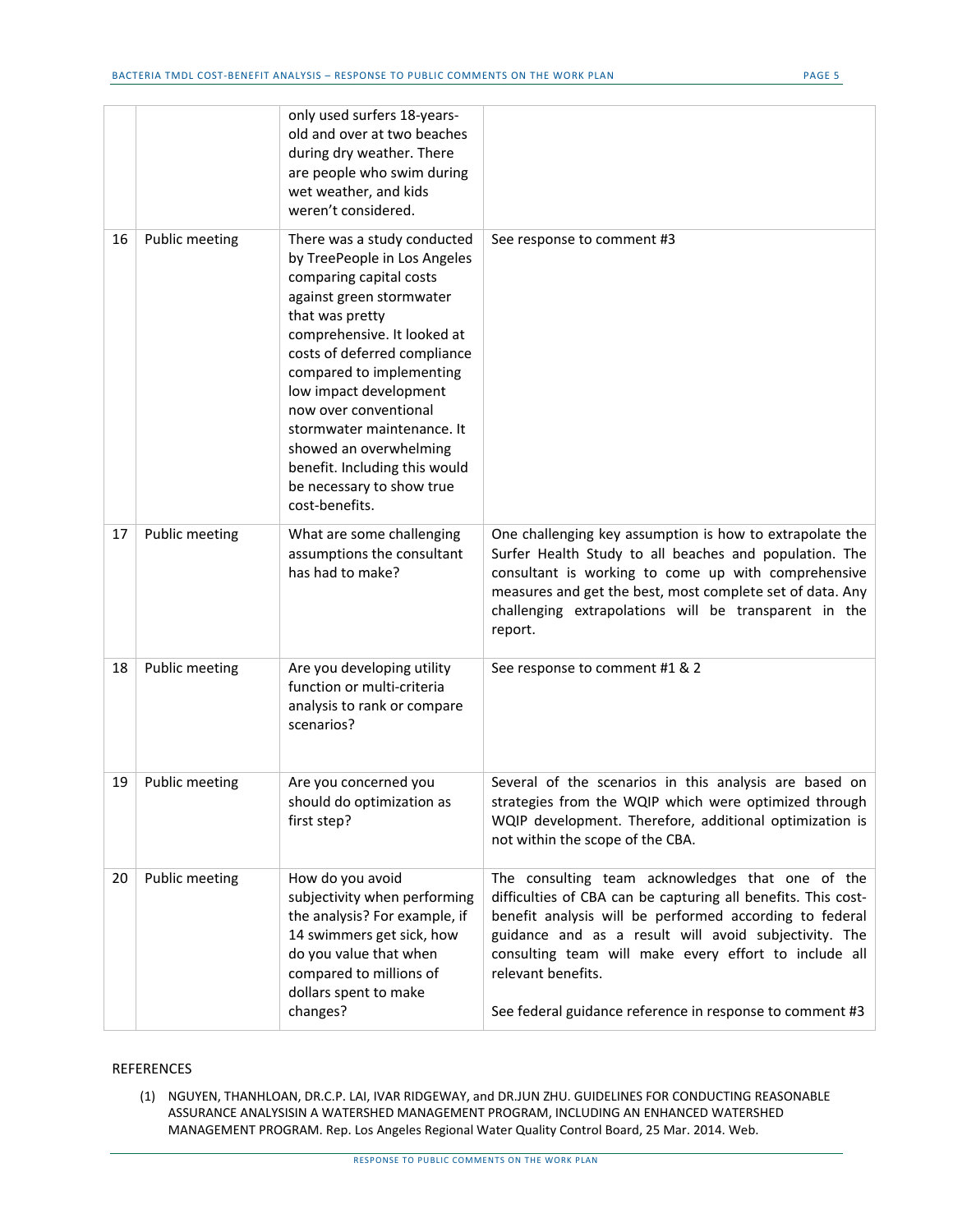| | | | |
|---|---|---|---|
| | | only used surfers 18-years-old and over at two beaches during dry weather. There are people who swim during wet weather, and kids weren't considered. | |
| 16 | Public meeting | There was a study conducted by TreePeople in Los Angeles comparing capital costs against green stormwater that was pretty comprehensive. It looked at costs of deferred compliance compared to implementing low impact development now over conventional stormwater maintenance. It showed an overwhelming benefit. Including this would be necessary to show true cost-benefits. | See response to comment #3 |
| 17 | Public meeting | What are some challenging assumptions the consultant has had to make? | One challenging key assumption is how to extrapolate the Surfer Health Study to all beaches and population. The consultant is working to come up with comprehensive measures and get the best, most complete set of data. Any challenging extrapolations will be transparent in the report. |
| 18 | Public meeting | Are you developing utility function or multi-criteria analysis to rank or compare scenarios? | See response to comment #1 & 2 |
| 19 | Public meeting | Are you concerned you should do optimization as first step? | Several of the scenarios in this analysis are based on strategies from the WQIP which were optimized through WQIP development. Therefore, additional optimization is not within the scope of the CBA. |
| 20 | Public meeting | How do you avoid subjectivity when performing the analysis? For example, if 14 swimmers get sick, how do you value that when compared to millions of dollars spent to make changes? | The consulting team acknowledges that one of the difficulties of CBA can be capturing all benefits. This cost-benefit analysis will be performed according to federal guidance and as a result will avoid subjectivity. The consulting team will make every effort to include all relevant benefits.<br><br>See federal guidance reference in response to comment #3 |

REFERENCES

(1) NGUYEN, THANHLOAN, DR.C.P. LAI, IVAR RIDGEWAY, and DR.JUN ZHU. GUIDELINES FOR CONDUCTING REASONABLE ASSURANCE ANALYSISIN A WATERSHED MANAGEMENT PROGRAM, INCLUDING AN ENHANCED WATERSHED MANAGEMENT PROGRAM. Rep. Los Angeles Regional Water Quality Control Board, 25 Mar. 2014. Web.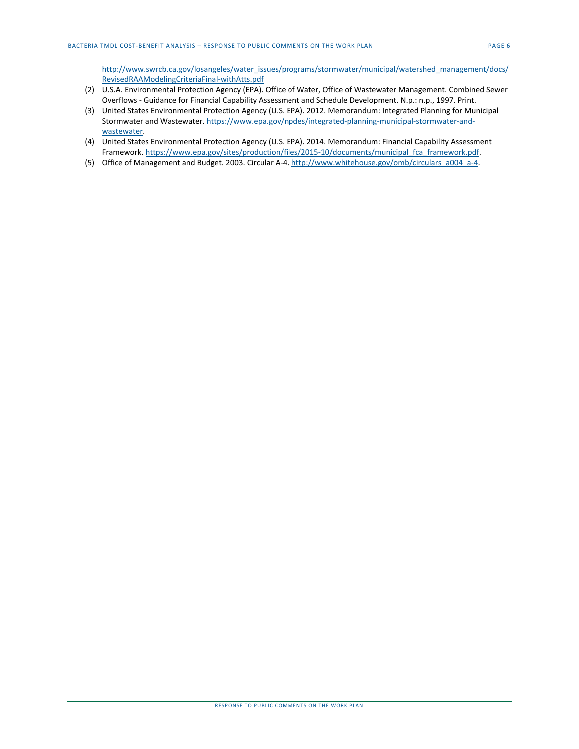http://www.swrcb.ca.gov/losangeles/water_issues/programs/stormwater/municipal/watershed_management/docs/RevisedRAAModelingCriteriaFinal-withAtts.pdf

(2) U.S.A. Environmental Protection Agency (EPA). Office of Water, Office of Wastewater Management. Combined Sewer Overflows - Guidance for Financial Capability Assessment and Schedule Development. N.p.: n.p., 1997. Print.

(3) United States Environmental Protection Agency (U.S. EPA). 2012. Memorandum: Integrated Planning for Municipal Stormwater and Wastewater. https://www.epa.gov/npdes/integrated-planning-municipal-stormwater-and-wastewater.

(4) United States Environmental Protection Agency (U.S. EPA). 2014. Memorandum: Financial Capability Assessment Framework. https://www.epa.gov/sites/production/files/2015-10/documents/municipal_fca_framework.pdf.

(5) Office of Management and Budget. 2003. Circular A-4. http://www.whitehouse.gov/omb/circulars_a004_a-4.